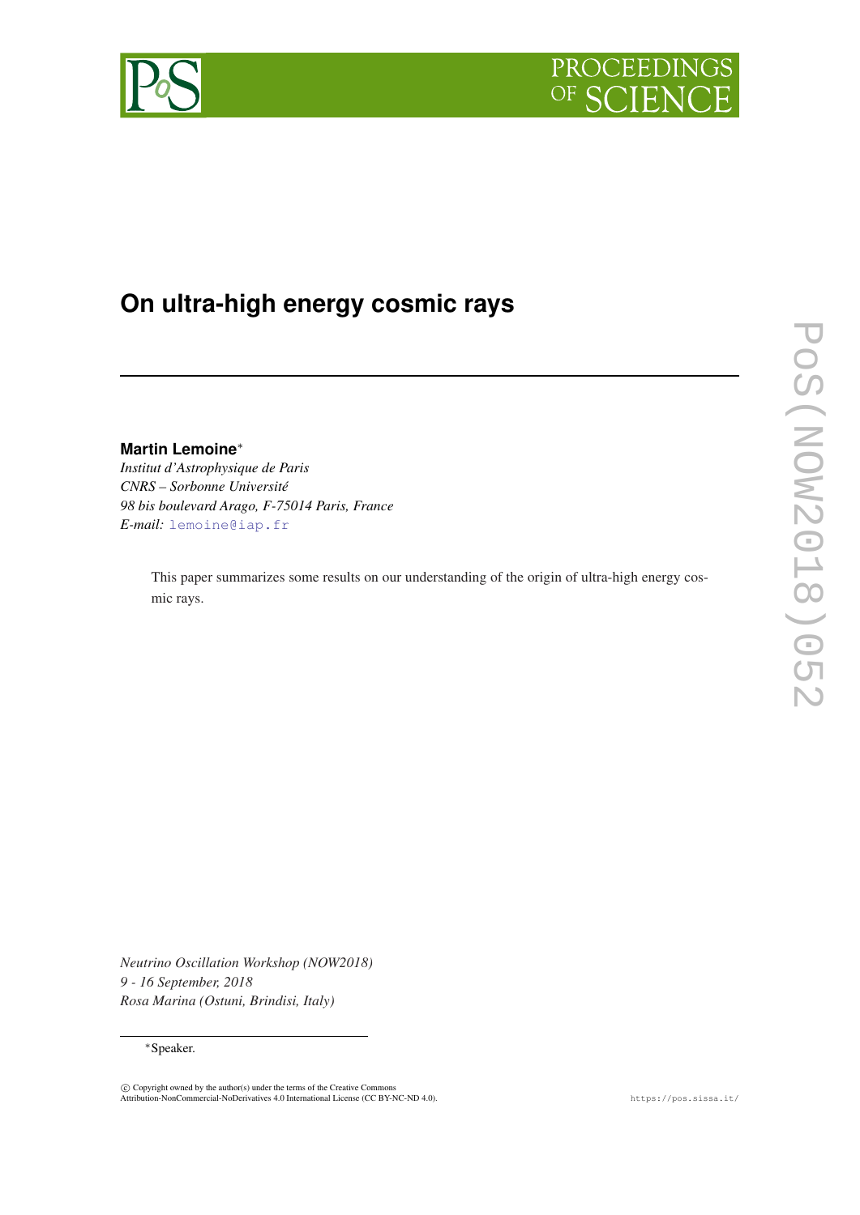# On ultra-high energy cosmic rays

**Martin Lemoine***

*Institut d'Astrophysique de Paris*
*CNRS – Sorbonne Université*
*98 bis boulevard Arago, F-75014 Paris, France*
*E-mail:* lemoine@iap.fr

This paper summarizes some results on our understanding of the origin of ultra-high energy cosmic rays.

*Neutrino Oscillation Workshop (NOW2018)*
*9 - 16 September, 2018*
*Rosa Marina (Ostuni, Brindisi, Italy)*

*Speaker.

© Copyright owned by the author(s) under the terms of the Creative Commons Attribution-NonCommercial-NoDerivatives 4.0 International License (CC BY-NC-ND 4.0).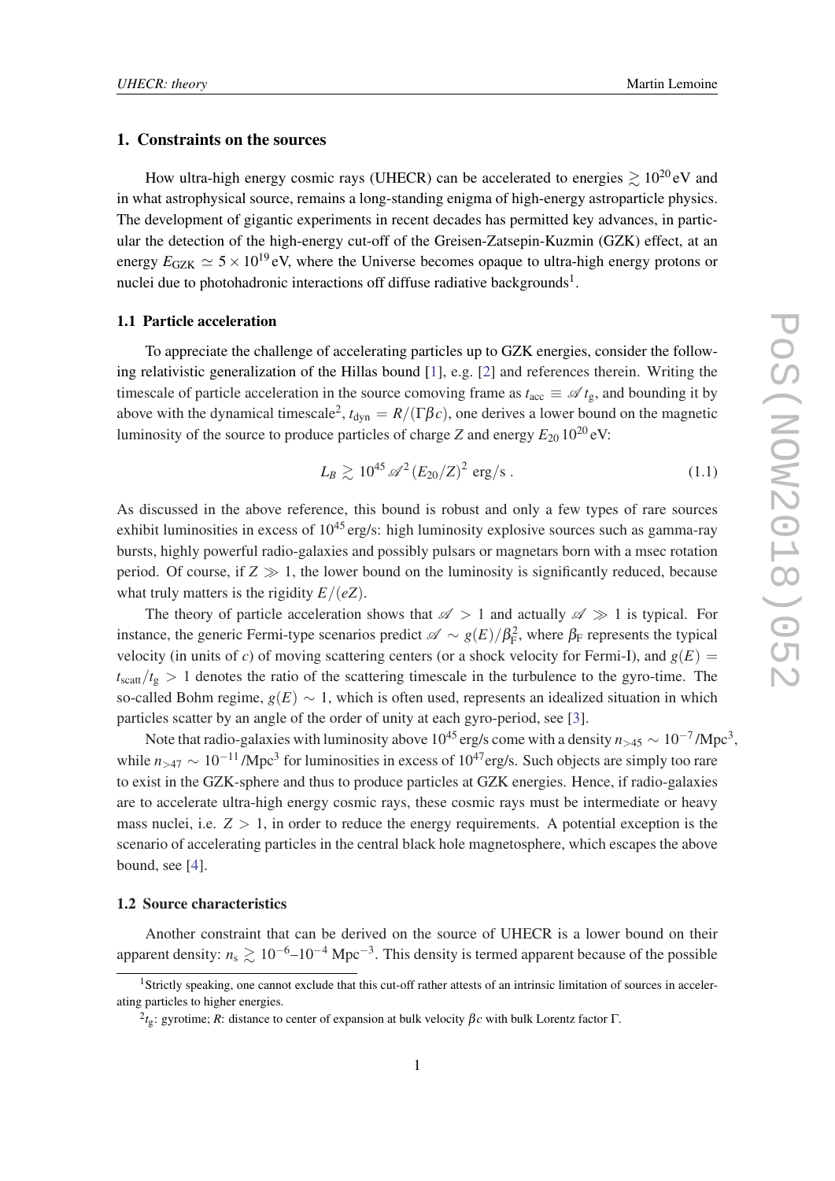## 1. Constraints on the sources

How ultra-high energy cosmic rays (UHECR) can be accelerated to energies $\gtrsim 10^{20}\,$eV and in what astrophysical source, remains a long-standing enigma of high-energy astroparticle physics. The development of gigantic experiments in recent decades has permitted key advances, in particular the detection of the high-energy cut-off of the Greisen-Zatsepin-Kuzmin (GZK) effect, at an energy $E_{\rm GZK} \simeq 5\times 10^{19}\,$eV, where the Universe becomes opaque to ultra-high energy protons or nuclei due to photohadronic interactions off diffuse radiative backgrounds[1].

### 1.1 Particle acceleration

To appreciate the challenge of accelerating particles up to GZK energies, consider the following relativistic generalization of the Hillas bound [1], e.g. [2] and references therein. Writing the timescale of particle acceleration in the source comoving frame as $t_{\rm acc} \equiv \mathscr{A}\, t_{\rm g}$, and bounding it by above with the dynamical timescale[2], $t_{\rm dyn} = R/(\Gamma\beta c)$, one derives a lower bound on the magnetic luminosity of the source to produce particles of charge $Z$ and energy $E_{20}\,10^{20}\,$eV:

$$L_B \gtrsim 10^{45}\,\mathscr{A}^2\,(E_{20}/Z)^2\ \text{erg/s}\,. \tag{1.1}$$

As discussed in the above reference, this bound is robust and only a few types of rare sources exhibit luminosities in excess of $10^{45}\,$erg/s: high luminosity explosive sources such as gamma-ray bursts, highly powerful radio-galaxies and possibly pulsars or magnetars born with a msec rotation period. Of course, if $Z \gg 1$, the lower bound on the luminosity is significantly reduced, because what truly matters is the rigidity $E/(eZ)$.

The theory of particle acceleration shows that $\mathscr{A} > 1$ and actually $\mathscr{A} \gg 1$ is typical. For instance, the generic Fermi-type scenarios predict $\mathscr{A} \sim g(E)/\beta_{\rm F}^2$, where $\beta_{\rm F}$ represents the typical velocity (in units of $c$) of moving scattering centers (or a shock velocity for Fermi-I), and $g(E) = t_{\rm scatt}/t_{\rm g} > 1$ denotes the ratio of the scattering timescale in the turbulence to the gyro-time. The so-called Bohm regime, $g(E)\sim 1$, which is often used, represents an idealized situation in which particles scatter by an angle of the order of unity at each gyro-period, see [3].

Note that radio-galaxies with luminosity above $10^{45}\,$erg/s come with a density $n_{>45} \sim 10^{-7}\,$/Mpc$^3$, while $n_{>47} \sim 10^{-11}\,$/Mpc$^3$ for luminosities in excess of $10^{47}$erg/s. Such objects are simply too rare to exist in the GZK-sphere and thus to produce particles at GZK energies. Hence, if radio-galaxies are to accelerate ultra-high energy cosmic rays, these cosmic rays must be intermediate or heavy mass nuclei, i.e. $Z > 1$, in order to reduce the energy requirements. A potential exception is the scenario of accelerating particles in the central black hole magnetosphere, which escapes the above bound, see [4].

### 1.2 Source characteristics

Another constraint that can be derived on the source of UHECR is a lower bound on their apparent density: $n_{\rm s} \gtrsim 10^{-6}$–$10^{-4}$ Mpc$^{-3}$. This density is termed apparent because of the possible

[1] Strictly speaking, one cannot exclude that this cut-off rather attests of an intrinsic limitation of sources in accelerating particles to higher energies.

[2] $t_{\rm g}$: gyrotime; $R$: distance to center of expansion at bulk velocity $\beta c$ with bulk Lorentz factor $\Gamma$.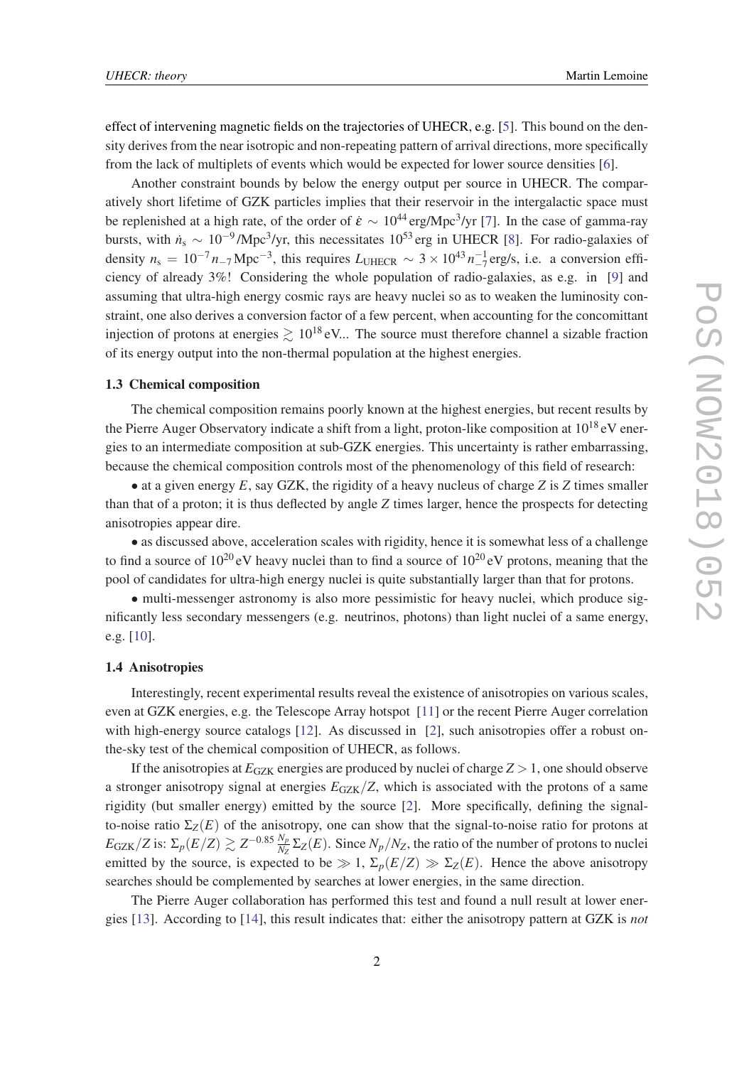effect of intervening magnetic fields on the trajectories of UHECR, e.g. [5]. This bound on the density derives from the near isotropic and non-repeating pattern of arrival directions, more specifically from the lack of multiplets of events which would be expected for lower source densities [6].

Another constraint bounds by below the energy output per source in UHECR. The comparatively short lifetime of GZK particles implies that their reservoir in the intergalactic space must be replenished at a high rate, of the order of $\dot{\varepsilon} \sim 10^{44}\,\text{erg/Mpc}^3/\text{yr}$ [7]. In the case of gamma-ray bursts, with $\dot{n}_\text{s} \sim 10^{-9}/\text{Mpc}^3/\text{yr}$, this necessitates $10^{53}\,$erg in UHECR [8]. For radio-galaxies of density $n_\text{s} = 10^{-7}n_{-7}\,\text{Mpc}^{-3}$, this requires $L_\text{UHECR} \sim 3\times 10^{43}\,n_{-7}^{-1}\,$erg/s, i.e. a conversion efficiency of already 3%! Considering the whole population of radio-galaxies, as e.g. in [9] and assuming that ultra-high energy cosmic rays are heavy nuclei so as to weaken the luminosity constraint, one also derives a conversion factor of a few percent, when accounting for the concomittant injection of protons at energies $\gtrsim 10^{18}\,$eV... The source must therefore channel a sizable fraction of its energy output into the non-thermal population at the highest energies.

### 1.3 Chemical composition

The chemical composition remains poorly known at the highest energies, but recent results by the Pierre Auger Observatory indicate a shift from a light, proton-like composition at $10^{18}\,$eV energies to an intermediate composition at sub-GZK energies. This uncertainty is rather embarrassing, because the chemical composition controls most of the phenomenology of this field of research:

- at a given energy $E$, say GZK, the rigidity of a heavy nucleus of charge $Z$ is $Z$ times smaller than that of a proton; it is thus deflected by angle $Z$ times larger, hence the prospects for detecting anisotropies appear dire.
- as discussed above, acceleration scales with rigidity, hence it is somewhat less of a challenge to find a source of $10^{20}\,$eV heavy nuclei than to find a source of $10^{20}\,$eV protons, meaning that the pool of candidates for ultra-high energy nuclei is quite substantially larger than that for protons.
- multi-messenger astronomy is also more pessimistic for heavy nuclei, which produce significantly less secondary messengers (e.g. neutrinos, photons) than light nuclei of a same energy, e.g. [10].

### 1.4 Anisotropies

Interestingly, recent experimental results reveal the existence of anisotropies on various scales, even at GZK energies, e.g. the Telescope Array hotspot [11] or the recent Pierre Auger correlation with high-energy source catalogs [12]. As discussed in [2], such anisotropies offer a robust on-the-sky test of the chemical composition of UHECR, as follows.

If the anisotropies at $E_\text{GZK}$ energies are produced by nuclei of charge $Z > 1$, one should observe a stronger anisotropy signal at energies $E_\text{GZK}/Z$, which is associated with the protons of a same rigidity (but smaller energy) emitted by the source [2]. More specifically, defining the signal-to-noise ratio $\Sigma_Z(E)$ of the anisotropy, one can show that the signal-to-noise ratio for protons at $E_\text{GZK}/Z$ is: $\Sigma_p(E/Z) \gtrsim Z^{-0.85}\,\frac{N_p}{N_Z}\,\Sigma_Z(E)$. Since $N_p/N_Z$, the ratio of the number of protons to nuclei emitted by the source, is expected to be $\gg 1$, $\Sigma_p(E/Z) \gg \Sigma_Z(E)$. Hence the above anisotropy searches should be complemented by searches at lower energies, in the same direction.

The Pierre Auger collaboration has performed this test and found a null result at lower energies [13]. According to [14], this result indicates that: either the anisotropy pattern at GZK is *not*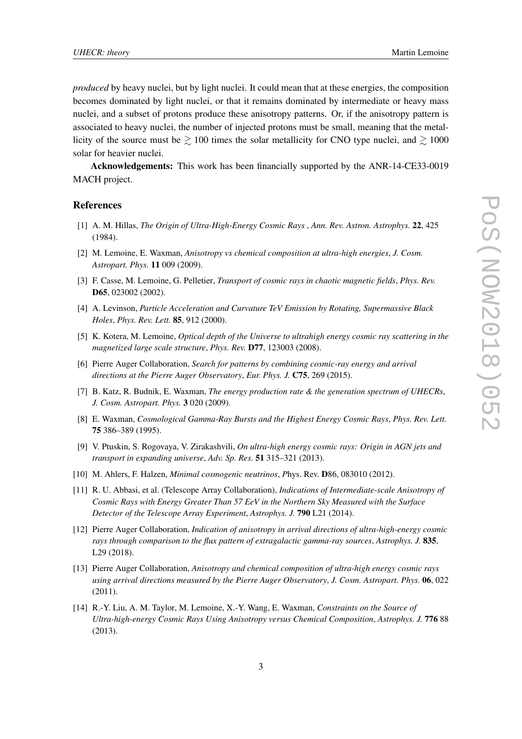*produced* by heavy nuclei, but by light nuclei. It could mean that at these energies, the composition becomes dominated by light nuclei, or that it remains dominated by intermediate or heavy mass nuclei, and a subset of protons produce these anisotropy patterns. Or, if the anisotropy pattern is associated to heavy nuclei, the number of injected protons must be small, meaning that the metallicity of the source must be $\gtrsim 100$ times the solar metallicity for CNO type nuclei, and $\gtrsim 1000$ solar for heavier nuclei.

**Acknowledgements:** This work has been financially supported by the ANR-14-CE33-0019 MACH project.

## References

[1] A. M. Hillas, *The Origin of Ultra-High-Energy Cosmic Rays* , *Ann. Rev. Astron. Astrophys.* **22**, 425 (1984).

[2] M. Lemoine, E. Waxman, *Anisotropy vs chemical composition at ultra-high energies*, *J. Cosm. Astropart. Phys.* **11** 009 (2009).

[3] F. Casse, M. Lemoine, G. Pelletier, *Transport of cosmic rays in chaotic magnetic fields*, *Phys. Rev.* **D65**, 023002 (2002).

[4] A. Levinson, *Particle Acceleration and Curvature TeV Emission by Rotating, Supermassive Black Holes*, *Phys. Rev. Lett.* **85**, 912 (2000).

[5] K. Kotera, M. Lemoine, *Optical depth of the Universe to ultrahigh energy cosmic ray scattering in the magnetized large scale structure*, *Phys. Rev.* **D77**, 123003 (2008).

[6] Pierre Auger Collaboration, *Search for patterns by combining cosmic-ray energy and arrival directions at the Pierre Auger Observatory*, *Eur. Phys. J.* **C75**, 269 (2015).

[7] B. Katz, R. Budnik, E. Waxman, *The energy production rate & the generation spectrum of UHECRs*, *J. Cosm. Astropart. Phys.* **3** 020 (2009).

[8] E. Waxman, *Cosmological Gamma-Ray Bursts and the Highest Energy Cosmic Rays*, *Phys. Rev. Lett.* **75** 386–389 (1995).

[9] V. Ptuskin, S. Rogovaya, V. Zirakashvili, *On ultra-high energy cosmic rays: Origin in AGN jets and transport in expanding universe*, *Adv. Sp. Res.* **51** 315–321 (2013).

[10] M. Ahlers, F. Halzen, *Minimal cosmogenic neutrinos*, *P*hys. Rev. **D**86, 083010 (2012).

[11] R. U. Abbasi, et al. (Telescope Array Collaboration), *Indications of Intermediate-scale Anisotropy of Cosmic Rays with Energy Greater Than 57 EeV in the Northern Sky Measured with the Surface Detector of the Telescope Array Experiment*, *Astrophys. J.* **790** L21 (2014).

[12] Pierre Auger Collaboration, *Indication of anisotropy in arrival directions of ultra-high-energy cosmic rays through comparison to the flux pattern of extragalactic gamma-ray sources*, *Astrophys. J.* **835**, L29 (2018).

[13] Pierre Auger Collaboration, *Anisotropy and chemical composition of ultra-high energy cosmic rays using arrival directions measured by the Pierre Auger Observatory*, *J. Cosm. Astropart. Phys.* **06**, 022 (2011).

[14] R.-Y. Liu, A. M. Taylor, M. Lemoine, X.-Y. Wang, E. Waxman, *Constraints on the Source of Ultra-high-energy Cosmic Rays Using Anisotropy versus Chemical Composition*, *Astrophys. J.* **776** 88 (2013).